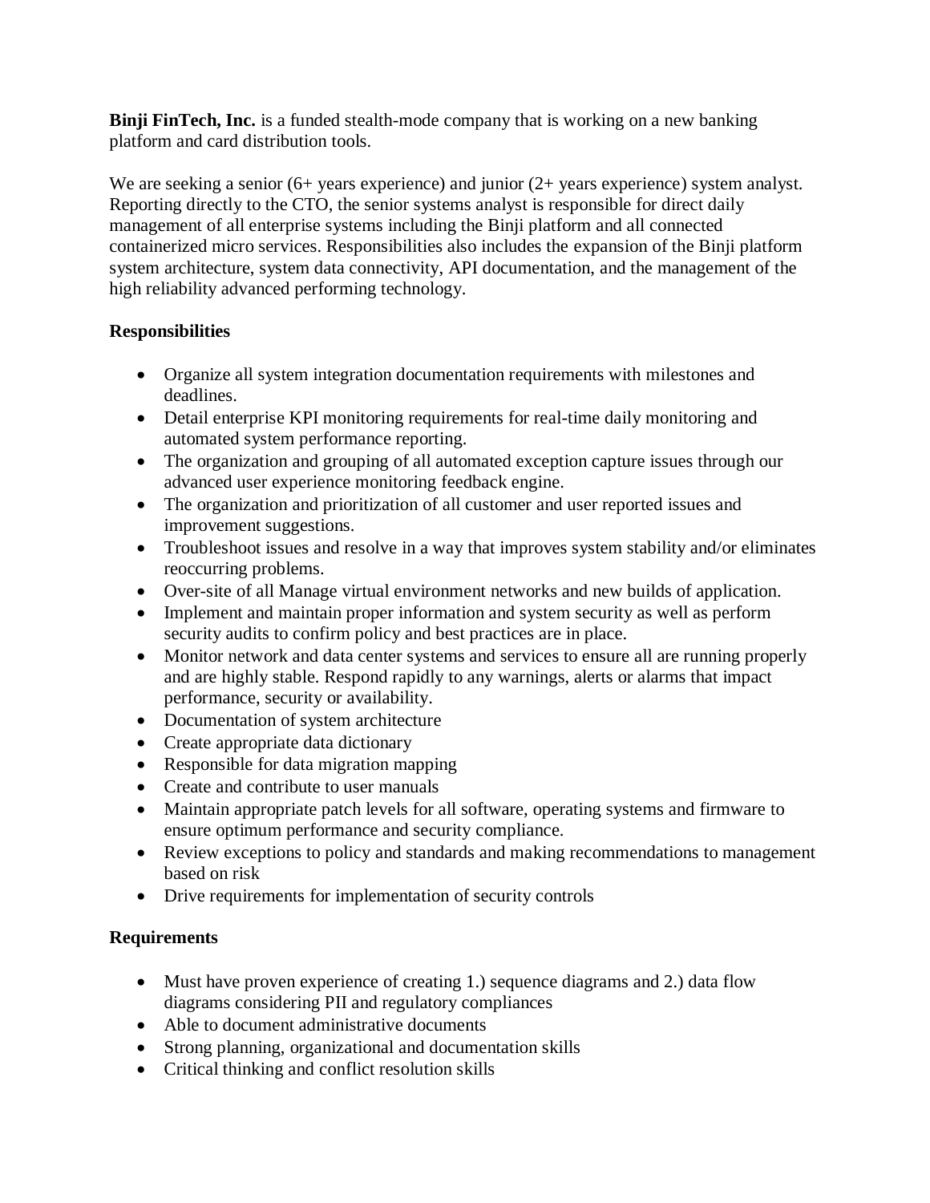**Binji FinTech, Inc.** is a funded stealth-mode company that is working on a new banking platform and card distribution tools.

We are seeking a senior (6+ years experience) and junior (2+ years experience) system analyst. Reporting directly to the CTO, the senior systems analyst is responsible for direct daily management of all enterprise systems including the Binji platform and all connected containerized micro services. Responsibilities also includes the expansion of the Binji platform system architecture, system data connectivity, API documentation, and the management of the high reliability advanced performing technology.

**Responsibilities**

- Organize all system integration documentation requirements with milestones and deadlines.
- Detail enterprise KPI monitoring requirements for real-time daily monitoring and automated system performance reporting.
- The organization and grouping of all automated exception capture issues through our advanced user experience monitoring feedback engine.
- The organization and prioritization of all customer and user reported issues and improvement suggestions.
- Troubleshoot issues and resolve in a way that improves system stability and/or eliminates reoccurring problems.
- Over-site of all Manage virtual environment networks and new builds of application.
- Implement and maintain proper information and system security as well as perform security audits to confirm policy and best practices are in place.
- Monitor network and data center systems and services to ensure all are running properly and are highly stable. Respond rapidly to any warnings, alerts or alarms that impact performance, security or availability.
- Documentation of system architecture
- Create appropriate data dictionary
- Responsible for data migration mapping
- Create and contribute to user manuals
- Maintain appropriate patch levels for all software, operating systems and firmware to ensure optimum performance and security compliance.
- Review exceptions to policy and standards and making recommendations to management based on risk
- Drive requirements for implementation of security controls

**Requirements**

- Must have proven experience of creating 1.) sequence diagrams and 2.) data flow diagrams considering PII and regulatory compliances
- Able to document administrative documents
- Strong planning, organizational and documentation skills
- Critical thinking and conflict resolution skills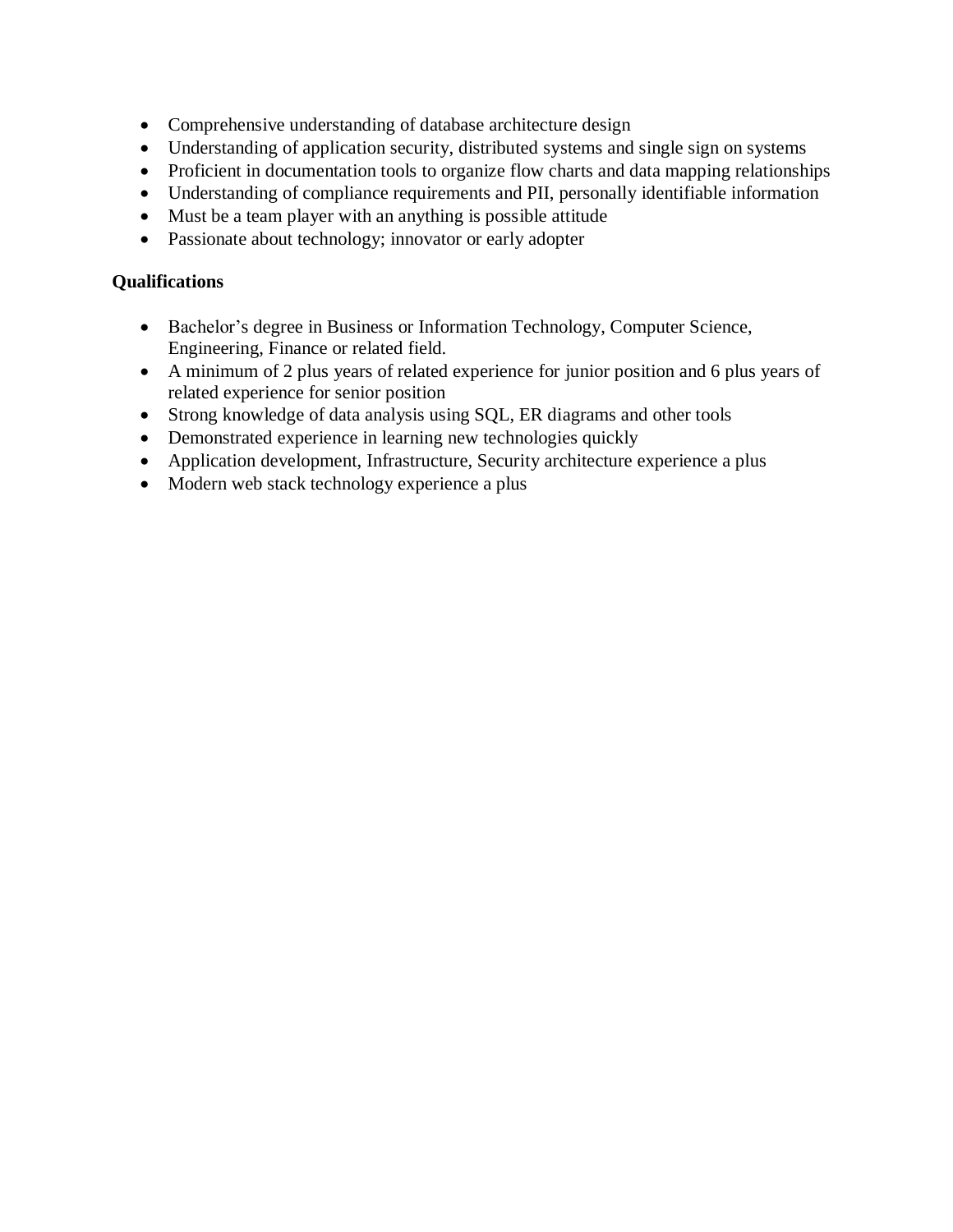- Comprehensive understanding of database architecture design
- Understanding of application security, distributed systems and single sign on systems
- Proficient in documentation tools to organize flow charts and data mapping relationships
- Understanding of compliance requirements and PII, personally identifiable information
- Must be a team player with an anything is possible attitude
- Passionate about technology; innovator or early adopter

**Qualifications**

- Bachelor’s degree in Business or Information Technology, Computer Science, Engineering, Finance or related field.
- A minimum of 2 plus years of related experience for junior position and 6 plus years of related experience for senior position
- Strong knowledge of data analysis using SQL, ER diagrams and other tools
- Demonstrated experience in learning new technologies quickly
- Application development, Infrastructure, Security architecture experience a plus
- Modern web stack technology experience a plus